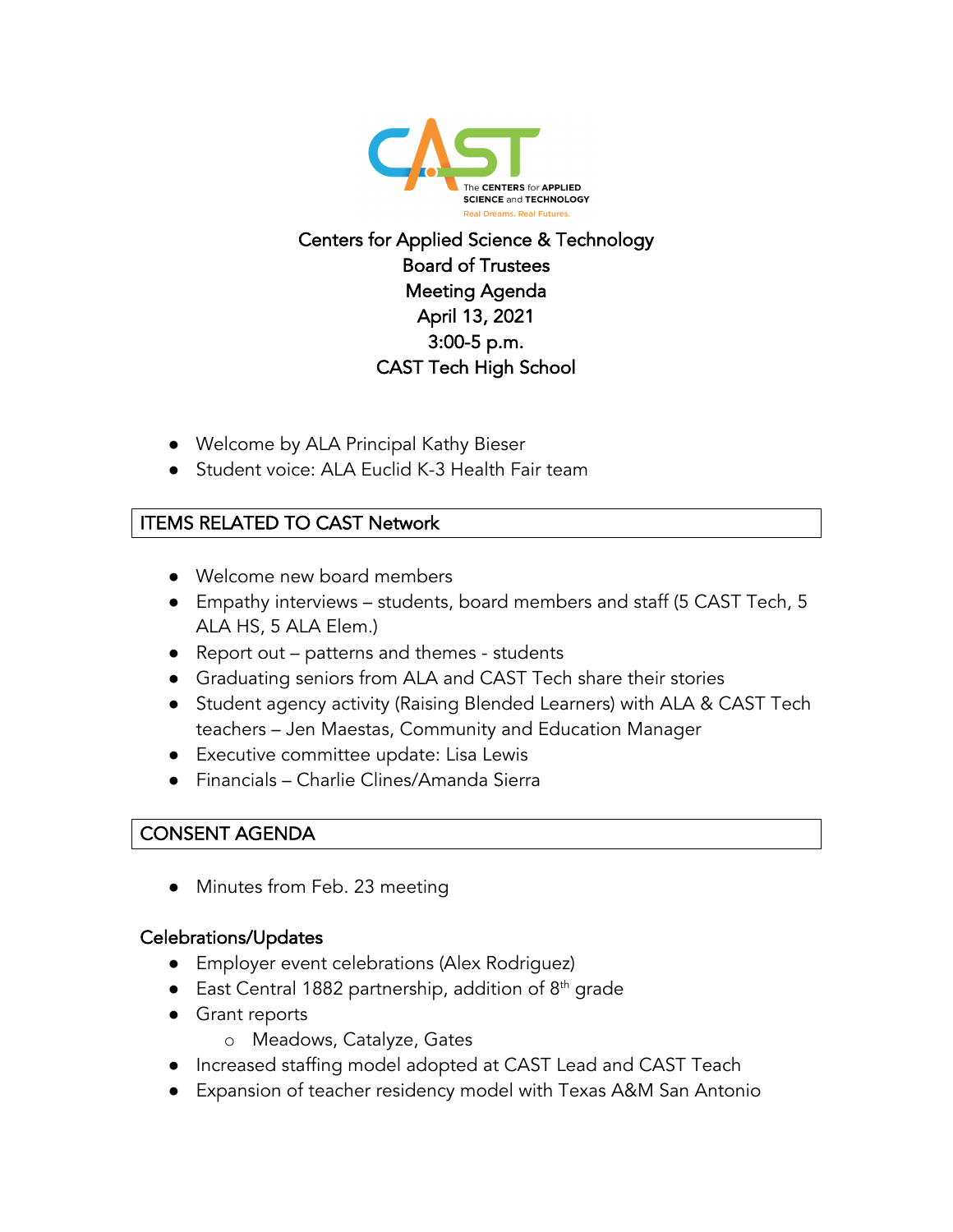The CENTERS for APPLIED SCIENCE and TECHNOLOGY
Real Dreams. Real Futures.

# Centers for Applied Science & Technology
## Board of Trustees
## Meeting Agenda
## April 13, 2021
## 3:00-5 p.m.
## CAST Tech High School

- Welcome by ALA Principal Kathy Bieser
- Student voice: ALA Euclid K-3 Health Fair team

## ITEMS RELATED TO CAST Network

- Welcome new board members
- Empathy interviews – students, board members and staff (5 CAST Tech, 5 ALA HS, 5 ALA Elem.)
- Report out – patterns and themes - students
- Graduating seniors from ALA and CAST Tech share their stories
- Student agency activity (Raising Blended Learners) with ALA & CAST Tech teachers – Jen Maestas, Community and Education Manager
- Executive committee update: Lisa Lewis
- Financials – Charlie Clines/Amanda Sierra

## CONSENT AGENDA

- Minutes from Feb. 23 meeting

### Celebrations/Updates

- Employer event celebrations (Alex Rodriguez)
- East Central 1882 partnership, addition of 8th grade
- Grant reports
  - Meadows, Catalyze, Gates
- Increased staffing model adopted at CAST Lead and CAST Teach
- Expansion of teacher residency model with Texas A&M San Antonio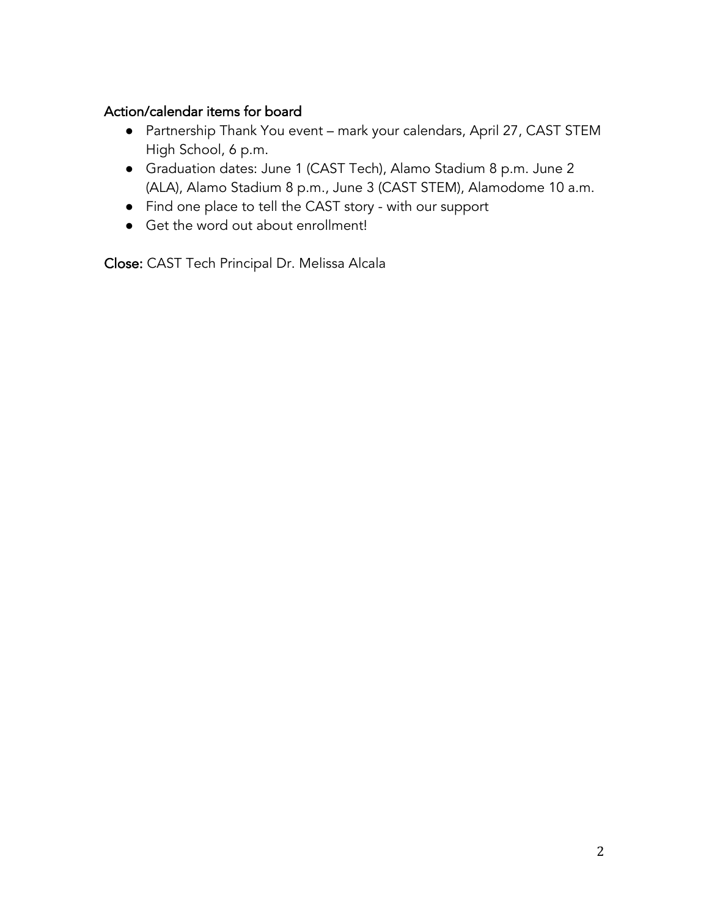## Action/calendar items for board

- Partnership Thank You event – mark your calendars, April 27, CAST STEM High School, 6 p.m.
- Graduation dates: June 1 (CAST Tech), Alamo Stadium 8 p.m. June 2 (ALA), Alamo Stadium 8 p.m., June 3 (CAST STEM), Alamodome 10 a.m.
- Find one place to tell the CAST story - with our support
- Get the word out about enrollment!

**Close:** CAST Tech Principal Dr. Melissa Alcala